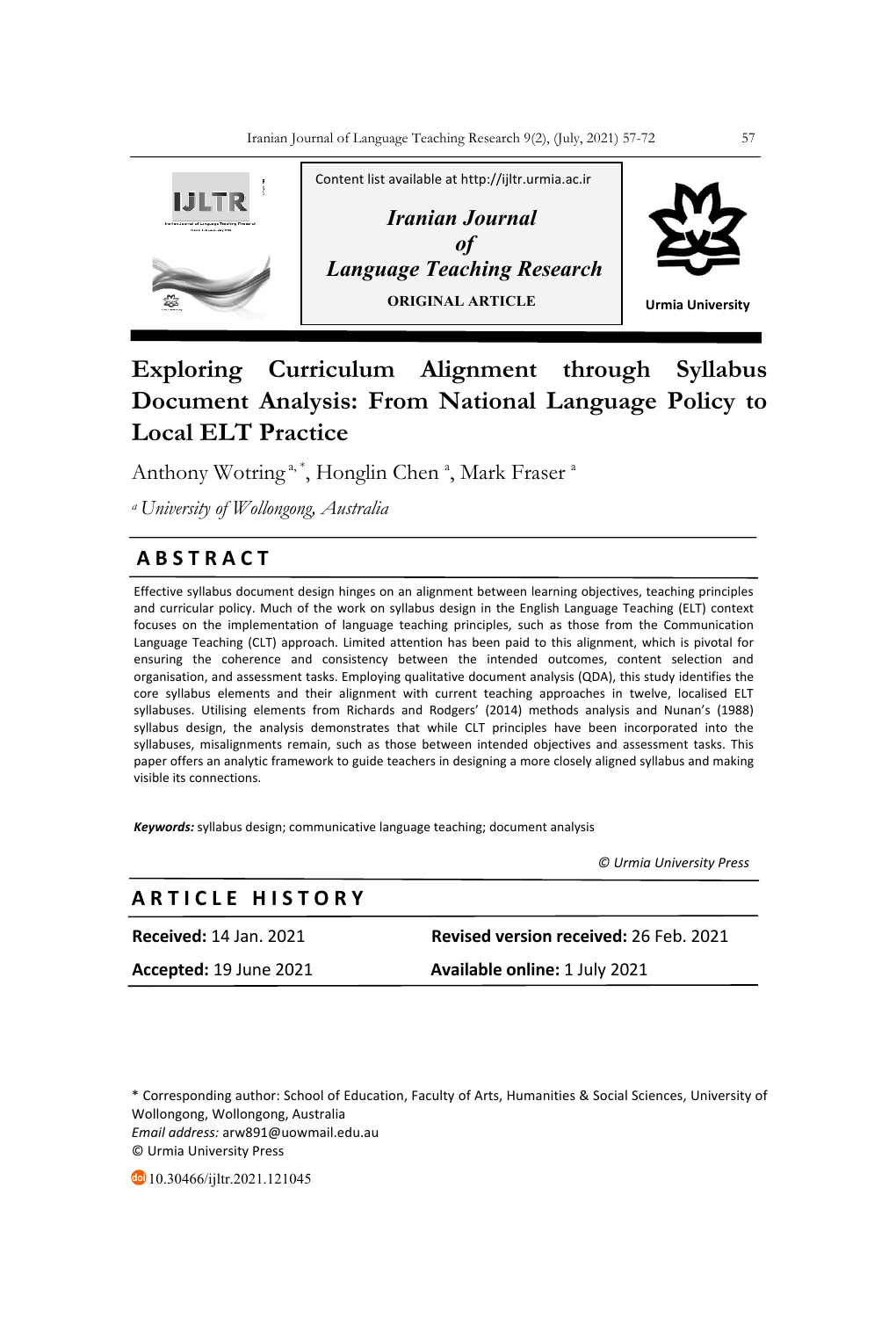Content list available at http://ijltr.urmia.ac.ir

*Iranian Journal of Language Teaching Research*

**ORIGINAL ARTICLE**

Urmia University

# Exploring Curriculum Alignment through Syllabus Document Analysis: From National Language Policy to Local ELT Practice

Anthony Wotring[a, *], Honglin Chen[a], Mark Fraser[a]

[a] *University of Wollongong, Australia*

## ABSTRACT

Effective syllabus document design hinges on an alignment between learning objectives, teaching principles and curricular policy. Much of the work on syllabus design in the English Language Teaching (ELT) context focuses on the implementation of language teaching principles, such as those from the Communication Language Teaching (CLT) approach. Limited attention has been paid to this alignment, which is pivotal for ensuring the coherence and consistency between the intended outcomes, content selection and organisation, and assessment tasks. Employing qualitative document analysis (QDA), this study identifies the core syllabus elements and their alignment with current teaching approaches in twelve, localised ELT syllabuses. Utilising elements from Richards and Rodgers' (2014) methods analysis and Nunan's (1988) syllabus design, the analysis demonstrates that while CLT principles have been incorporated into the syllabuses, misalignments remain, such as those between intended objectives and assessment tasks. This paper offers an analytic framework to guide teachers in designing a more closely aligned syllabus and making visible its connections.

***Keywords:*** syllabus design; communicative language teaching; document analysis

*© Urmia University Press*

## ARTICLE HISTORY

| | |
|---|---|
| **Received:** 14 Jan. 2021 | **Revised version received:** 26 Feb. 2021 |
| **Accepted:** 19 June 2021 | **Available online:** 1 July 2021 |

\* Corresponding author: School of Education, Faculty of Arts, Humanities & Social Sciences, University of Wollongong, Wollongong, Australia
*Email address:* arw891@uowmail.edu.au
© Urmia University Press

10.30466/ijltr.2021.121045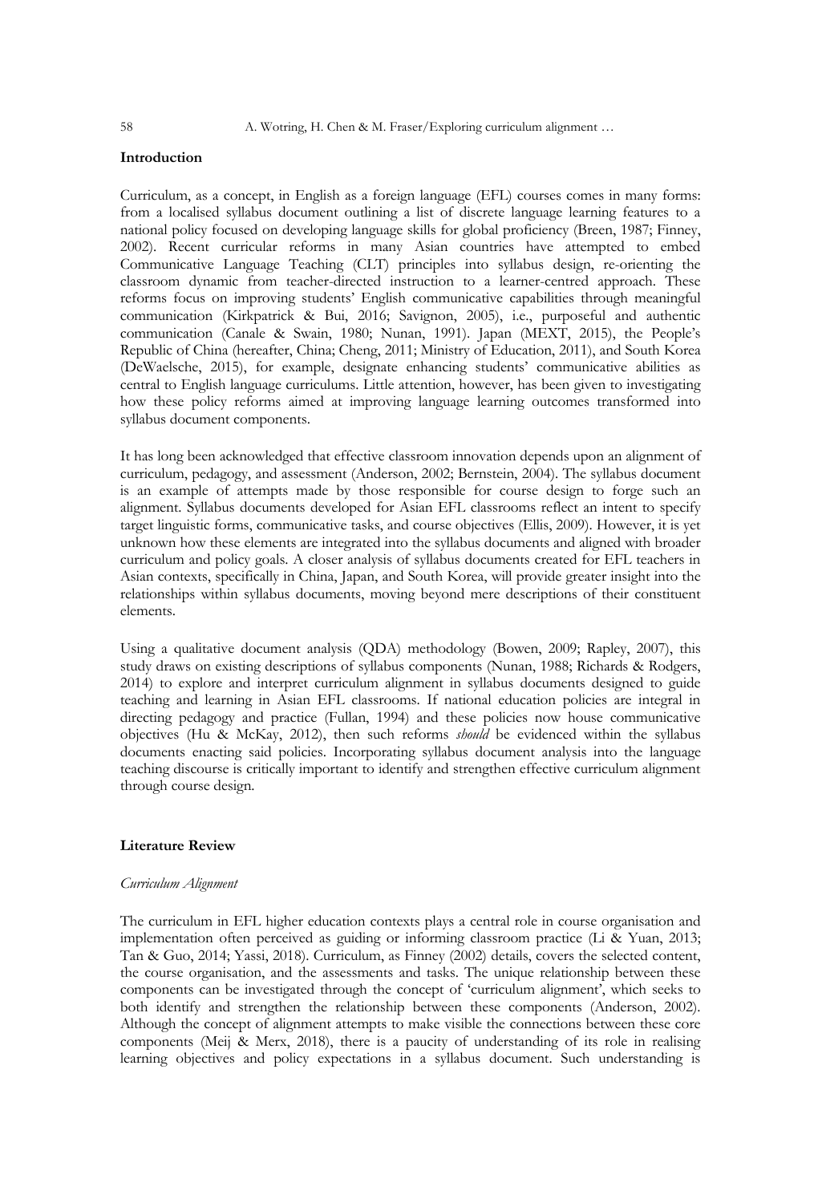**Introduction**

Curriculum, as a concept, in English as a foreign language (EFL) courses comes in many forms: from a localised syllabus document outlining a list of discrete language learning features to a national policy focused on developing language skills for global proficiency (Breen, 1987; Finney, 2002). Recent curricular reforms in many Asian countries have attempted to embed Communicative Language Teaching (CLT) principles into syllabus design, re-orienting the classroom dynamic from teacher-directed instruction to a learner-centred approach. These reforms focus on improving students' English communicative capabilities through meaningful communication (Kirkpatrick & Bui, 2016; Savignon, 2005), i.e., purposeful and authentic communication (Canale & Swain, 1980; Nunan, 1991). Japan (MEXT, 2015), the People's Republic of China (hereafter, China; Cheng, 2011; Ministry of Education, 2011), and South Korea (DeWaelsche, 2015), for example, designate enhancing students' communicative abilities as central to English language curriculums. Little attention, however, has been given to investigating how these policy reforms aimed at improving language learning outcomes transformed into syllabus document components.

It has long been acknowledged that effective classroom innovation depends upon an alignment of curriculum, pedagogy, and assessment (Anderson, 2002; Bernstein, 2004). The syllabus document is an example of attempts made by those responsible for course design to forge such an alignment. Syllabus documents developed for Asian EFL classrooms reflect an intent to specify target linguistic forms, communicative tasks, and course objectives (Ellis, 2009). However, it is yet unknown how these elements are integrated into the syllabus documents and aligned with broader curriculum and policy goals. A closer analysis of syllabus documents created for EFL teachers in Asian contexts, specifically in China, Japan, and South Korea, will provide greater insight into the relationships within syllabus documents, moving beyond mere descriptions of their constituent elements.

Using a qualitative document analysis (QDA) methodology (Bowen, 2009; Rapley, 2007), this study draws on existing descriptions of syllabus components (Nunan, 1988; Richards & Rodgers, 2014) to explore and interpret curriculum alignment in syllabus documents designed to guide teaching and learning in Asian EFL classrooms. If national education policies are integral in directing pedagogy and practice (Fullan, 1994) and these policies now house communicative objectives (Hu & McKay, 2012), then such reforms *should* be evidenced within the syllabus documents enacting said policies. Incorporating syllabus document analysis into the language teaching discourse is critically important to identify and strengthen effective curriculum alignment through course design.

**Literature Review**

*Curriculum Alignment*

The curriculum in EFL higher education contexts plays a central role in course organisation and implementation often perceived as guiding or informing classroom practice (Li & Yuan, 2013; Tan & Guo, 2014; Yassi, 2018). Curriculum, as Finney (2002) details, covers the selected content, the course organisation, and the assessments and tasks. The unique relationship between these components can be investigated through the concept of 'curriculum alignment', which seeks to both identify and strengthen the relationship between these components (Anderson, 2002). Although the concept of alignment attempts to make visible the connections between these core components (Meij & Merx, 2018), there is a paucity of understanding of its role in realising learning objectives and policy expectations in a syllabus document. Such understanding is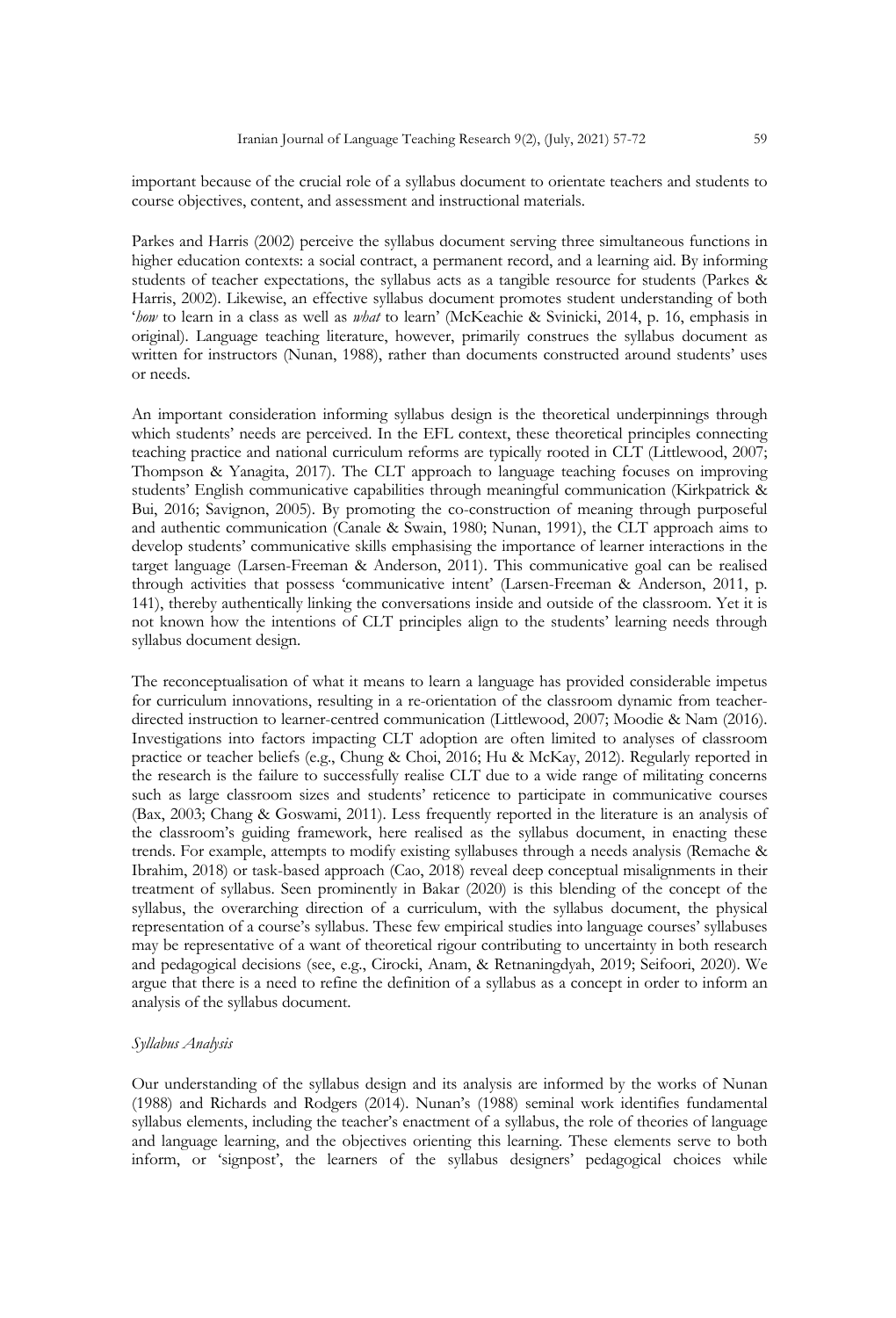important because of the crucial role of a syllabus document to orientate teachers and students to course objectives, content, and assessment and instructional materials.

Parkes and Harris (2002) perceive the syllabus document serving three simultaneous functions in higher education contexts: a social contract, a permanent record, and a learning aid. By informing students of teacher expectations, the syllabus acts as a tangible resource for students (Parkes & Harris, 2002). Likewise, an effective syllabus document promotes student understanding of both '*how* to learn in a class as well as *what* to learn' (McKeachie & Svinicki, 2014, p. 16, emphasis in original). Language teaching literature, however, primarily construes the syllabus document as written for instructors (Nunan, 1988), rather than documents constructed around students' uses or needs.

An important consideration informing syllabus design is the theoretical underpinnings through which students' needs are perceived. In the EFL context, these theoretical principles connecting teaching practice and national curriculum reforms are typically rooted in CLT (Littlewood, 2007; Thompson & Yanagita, 2017). The CLT approach to language teaching focuses on improving students' English communicative capabilities through meaningful communication (Kirkpatrick & Bui, 2016; Savignon, 2005). By promoting the co-construction of meaning through purposeful and authentic communication (Canale & Swain, 1980; Nunan, 1991), the CLT approach aims to develop students' communicative skills emphasising the importance of learner interactions in the target language (Larsen-Freeman & Anderson, 2011). This communicative goal can be realised through activities that possess 'communicative intent' (Larsen-Freeman & Anderson, 2011, p. 141), thereby authentically linking the conversations inside and outside of the classroom. Yet it is not known how the intentions of CLT principles align to the students' learning needs through syllabus document design.

The reconceptualisation of what it means to learn a language has provided considerable impetus for curriculum innovations, resulting in a re-orientation of the classroom dynamic from teacher-directed instruction to learner-centred communication (Littlewood, 2007; Moodie & Nam (2016). Investigations into factors impacting CLT adoption are often limited to analyses of classroom practice or teacher beliefs (e.g., Chung & Choi, 2016; Hu & McKay, 2012). Regularly reported in the research is the failure to successfully realise CLT due to a wide range of militating concerns such as large classroom sizes and students' reticence to participate in communicative courses (Bax, 2003; Chang & Goswami, 2011). Less frequently reported in the literature is an analysis of the classroom's guiding framework, here realised as the syllabus document, in enacting these trends. For example, attempts to modify existing syllabuses through a needs analysis (Remache & Ibrahim, 2018) or task-based approach (Cao, 2018) reveal deep conceptual misalignments in their treatment of syllabus. Seen prominently in Bakar (2020) is this blending of the concept of the syllabus, the overarching direction of a curriculum, with the syllabus document, the physical representation of a course's syllabus. These few empirical studies into language courses' syllabuses may be representative of a want of theoretical rigour contributing to uncertainty in both research and pedagogical decisions (see, e.g., Cirocki, Anam, & Retnaningdyah, 2019; Seifoori, 2020). We argue that there is a need to refine the definition of a syllabus as a concept in order to inform an analysis of the syllabus document.

### *Syllabus Analysis*

Our understanding of the syllabus design and its analysis are informed by the works of Nunan (1988) and Richards and Rodgers (2014). Nunan's (1988) seminal work identifies fundamental syllabus elements, including the teacher's enactment of a syllabus, the role of theories of language and language learning, and the objectives orienting this learning. These elements serve to both inform, or 'signpost', the learners of the syllabus designers' pedagogical choices while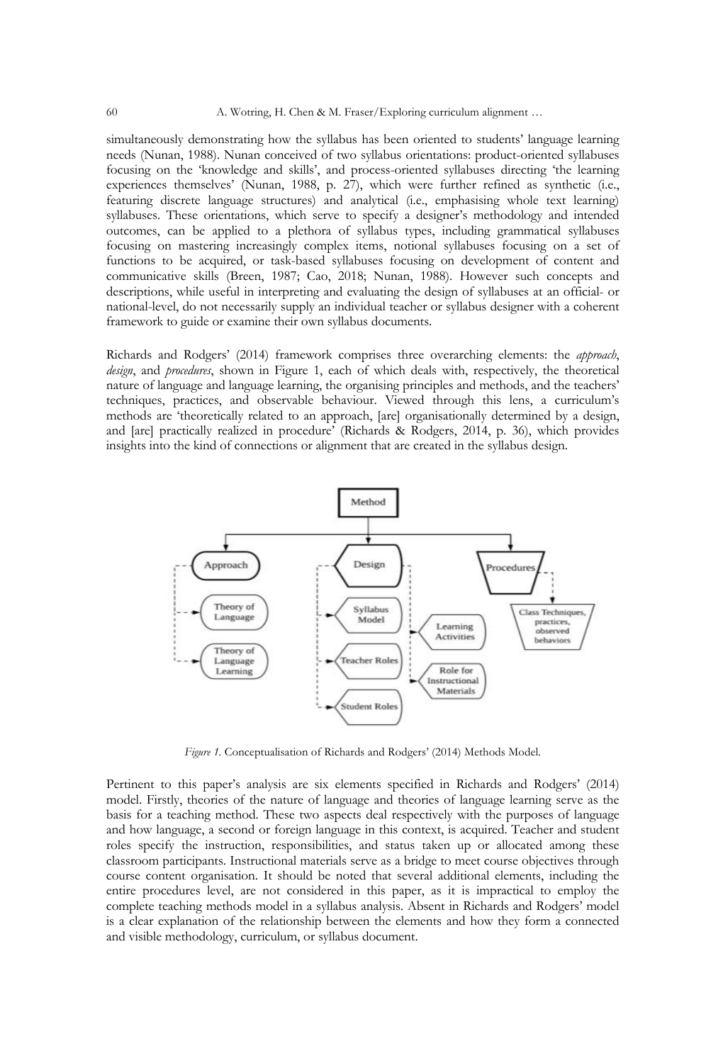simultaneously demonstrating how the syllabus has been oriented to students' language learning needs (Nunan, 1988). Nunan conceived of two syllabus orientations: product-oriented syllabuses focusing on the 'knowledge and skills', and process-oriented syllabuses directing 'the learning experiences themselves' (Nunan, 1988, p. 27), which were further refined as synthetic (i.e., featuring discrete language structures) and analytical (i.e., emphasising whole text learning) syllabuses. These orientations, which serve to specify a designer's methodology and intended outcomes, can be applied to a plethora of syllabus types, including grammatical syllabuses focusing on mastering increasingly complex items, notional syllabuses focusing on a set of functions to be acquired, or task-based syllabuses focusing on development of content and communicative skills (Breen, 1987; Cao, 2018; Nunan, 1988). However such concepts and descriptions, while useful in interpreting and evaluating the design of syllabuses at an official- or national-level, do not necessarily supply an individual teacher or syllabus designer with a coherent framework to guide or examine their own syllabus documents.

Richards and Rodgers' (2014) framework comprises three overarching elements: the *approach*, *design*, and *procedures*, shown in Figure 1, each of which deals with, respectively, the theoretical nature of language and language learning, the organising principles and methods, and the teachers' techniques, practices, and observable behaviour. Viewed through this lens, a curriculum's methods are 'theoretically related to an approach, [are] organisationally determined by a design, and [are] practically realized in procedure' (Richards & Rodgers, 2014, p. 36), which provides insights into the kind of connections or alignment that are created in the syllabus design.

Method

Approach — Theory of Language; Theory of Language Learning

Design — Syllabus Model; Teacher Roles; Student Roles; Learning Activities; Role for Instructional Materials

Procedures — Class Techniques, practices, observed behaviors

*Figure 1.* Conceptualisation of Richards and Rodgers' (2014) Methods Model.

Pertinent to this paper's analysis are six elements specified in Richards and Rodgers' (2014) model. Firstly, theories of the nature of language and theories of language learning serve as the basis for a teaching method. These two aspects deal respectively with the purposes of language and how language, a second or foreign language in this context, is acquired. Teacher and student roles specify the instruction, responsibilities, and status taken up or allocated among these classroom participants. Instructional materials serve as a bridge to meet course objectives through course content organisation. It should be noted that several additional elements, including the entire procedures level, are not considered in this paper, as it is impractical to employ the complete teaching methods model in a syllabus analysis. Absent in Richards and Rodgers' model is a clear explanation of the relationship between the elements and how they form a connected and visible methodology, curriculum, or syllabus document.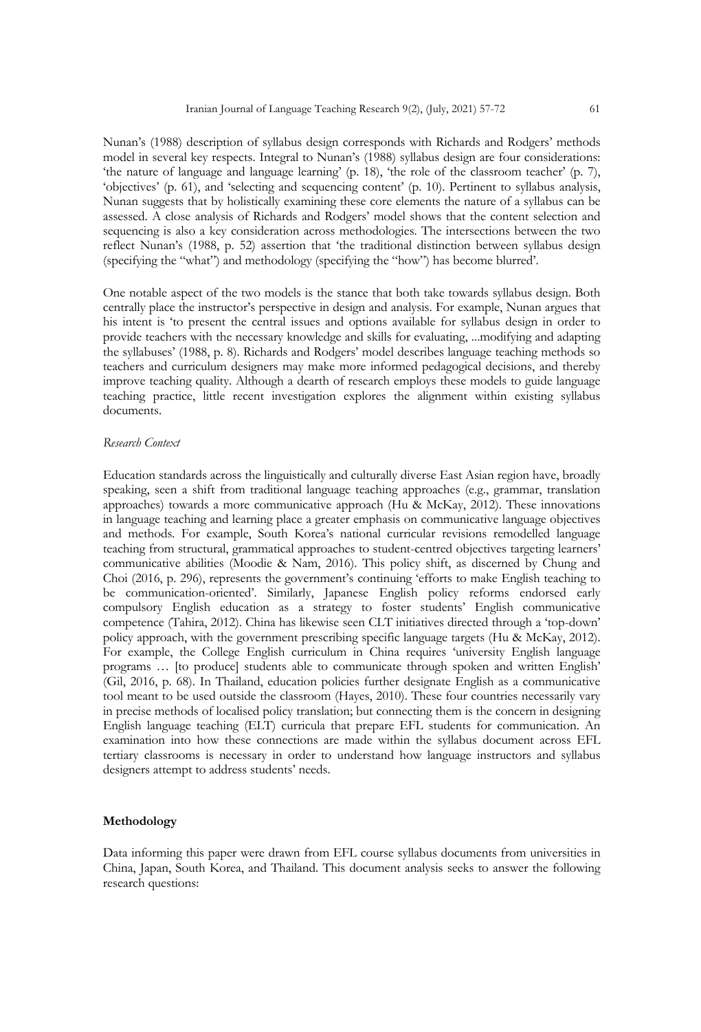Nunan's (1988) description of syllabus design corresponds with Richards and Rodgers' methods model in several key respects. Integral to Nunan's (1988) syllabus design are four considerations: 'the nature of language and language learning' (p. 18), 'the role of the classroom teacher' (p. 7), 'objectives' (p. 61), and 'selecting and sequencing content' (p. 10). Pertinent to syllabus analysis, Nunan suggests that by holistically examining these core elements the nature of a syllabus can be assessed. A close analysis of Richards and Rodgers' model shows that the content selection and sequencing is also a key consideration across methodologies. The intersections between the two reflect Nunan's (1988, p. 52) assertion that 'the traditional distinction between syllabus design (specifying the "what") and methodology (specifying the "how") has become blurred'.

One notable aspect of the two models is the stance that both take towards syllabus design. Both centrally place the instructor's perspective in design and analysis. For example, Nunan argues that his intent is 'to present the central issues and options available for syllabus design in order to provide teachers with the necessary knowledge and skills for evaluating, ...modifying and adapting the syllabuses' (1988, p. 8). Richards and Rodgers' model describes language teaching methods so teachers and curriculum designers may make more informed pedagogical decisions, and thereby improve teaching quality. Although a dearth of research employs these models to guide language teaching practice, little recent investigation explores the alignment within existing syllabus documents.

*Research Context*

Education standards across the linguistically and culturally diverse East Asian region have, broadly speaking, seen a shift from traditional language teaching approaches (e.g., grammar, translation approaches) towards a more communicative approach (Hu & McKay, 2012). These innovations in language teaching and learning place a greater emphasis on communicative language objectives and methods. For example, South Korea's national curricular revisions remodelled language teaching from structural, grammatical approaches to student-centred objectives targeting learners' communicative abilities (Moodie & Nam, 2016). This policy shift, as discerned by Chung and Choi (2016, p. 296), represents the government's continuing 'efforts to make English teaching to be communication-oriented'. Similarly, Japanese English policy reforms endorsed early compulsory English education as a strategy to foster students' English communicative competence (Tahira, 2012). China has likewise seen CLT initiatives directed through a 'top-down' policy approach, with the government prescribing specific language targets (Hu & McKay, 2012). For example, the College English curriculum in China requires 'university English language programs … [to produce] students able to communicate through spoken and written English' (Gil, 2016, p. 68). In Thailand, education policies further designate English as a communicative tool meant to be used outside the classroom (Hayes, 2010). These four countries necessarily vary in precise methods of localised policy translation; but connecting them is the concern in designing English language teaching (ELT) curricula that prepare EFL students for communication. An examination into how these connections are made within the syllabus document across EFL tertiary classrooms is necessary in order to understand how language instructors and syllabus designers attempt to address students' needs.

## Methodology

Data informing this paper were drawn from EFL course syllabus documents from universities in China, Japan, South Korea, and Thailand. This document analysis seeks to answer the following research questions: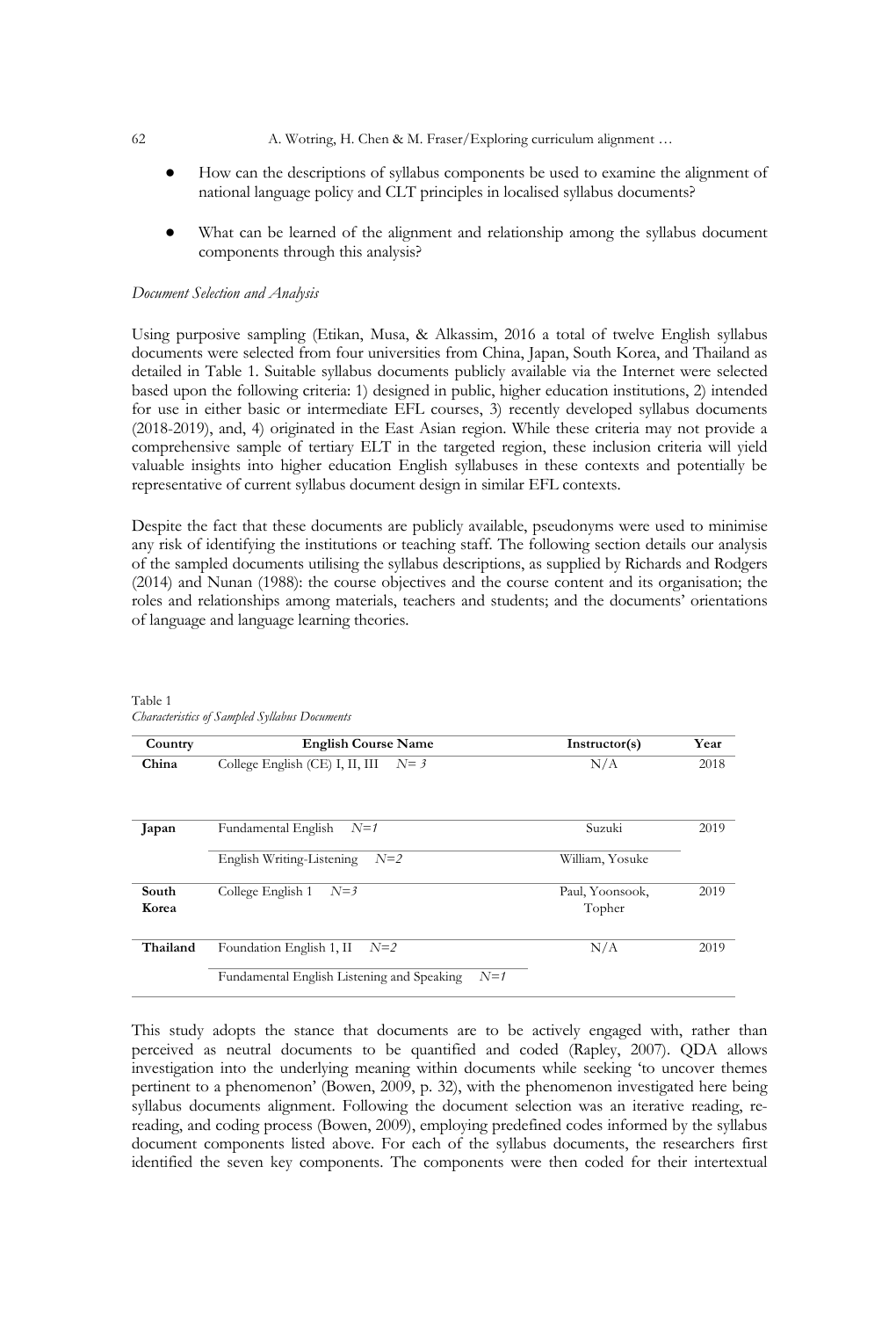- How can the descriptions of syllabus components be used to examine the alignment of national language policy and CLT principles in localised syllabus documents?

- What can be learned of the alignment and relationship among the syllabus document components through this analysis?

*Document Selection and Analysis*

Using purposive sampling (Etikan, Musa, & Alkassim, 2016 a total of twelve English syllabus documents were selected from four universities from China, Japan, South Korea, and Thailand as detailed in Table 1. Suitable syllabus documents publicly available via the Internet were selected based upon the following criteria: 1) designed in public, higher education institutions, 2) intended for use in either basic or intermediate EFL courses, 3) recently developed syllabus documents (2018-2019), and, 4) originated in the East Asian region. While these criteria may not provide a comprehensive sample of tertiary ELT in the targeted region, these inclusion criteria will yield valuable insights into higher education English syllabuses in these contexts and potentially be representative of current syllabus document design in similar EFL contexts.

Despite the fact that these documents are publicly available, pseudonyms were used to minimise any risk of identifying the institutions or teaching staff. The following section details our analysis of the sampled documents utilising the syllabus descriptions, as supplied by Richards and Rodgers (2014) and Nunan (1988): the course objectives and the course content and its organisation; the roles and relationships among materials, teachers and students; and the documents' orientations of language and language learning theories.

Table 1
*Characteristics of Sampled Syllabus Documents*

| Country | English Course Name | Instructor(s) | Year |
|---|---|---|---|
| **China** | College English (CE) I, II, III *N= 3* | N/A | 2018 |
| **Japan** | Fundamental English *N=1* | Suzuki | 2019 |
| | English Writing-Listening *N=2* | William, Yosuke | |
| **South Korea** | College English 1 *N=3* | Paul, Yoonsook, Topher | 2019 |
| **Thailand** | Foundation English 1, II *N=2* | N/A | 2019 |
| | Fundamental English Listening and Speaking *N=1* | | |

This study adopts the stance that documents are to be actively engaged with, rather than perceived as neutral documents to be quantified and coded (Rapley, 2007). QDA allows investigation into the underlying meaning within documents while seeking 'to uncover themes pertinent to a phenomenon' (Bowen, 2009, p. 32), with the phenomenon investigated here being syllabus documents alignment. Following the document selection was an iterative reading, re-reading, and coding process (Bowen, 2009), employing predefined codes informed by the syllabus document components listed above. For each of the syllabus documents, the researchers first identified the seven key components. The components were then coded for their intertextual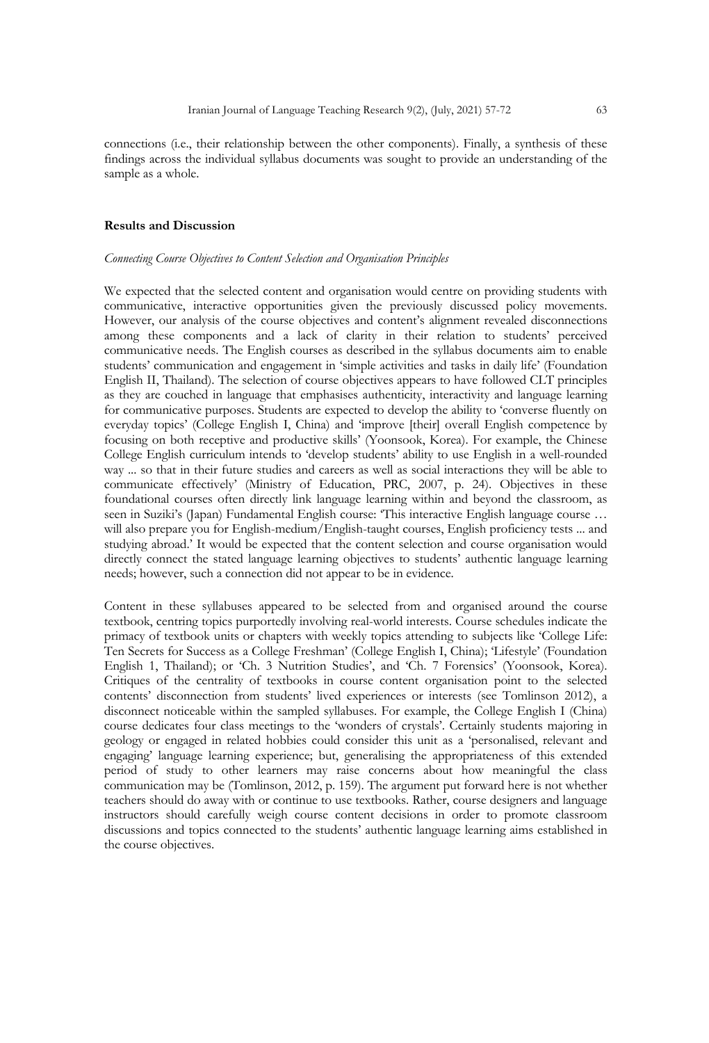connections (i.e., their relationship between the other components). Finally, a synthesis of these findings across the individual syllabus documents was sought to provide an understanding of the sample as a whole.

## Results and Discussion

### *Connecting Course Objectives to Content Selection and Organisation Principles*

We expected that the selected content and organisation would centre on providing students with communicative, interactive opportunities given the previously discussed policy movements. However, our analysis of the course objectives and content's alignment revealed disconnections among these components and a lack of clarity in their relation to students' perceived communicative needs. The English courses as described in the syllabus documents aim to enable students' communication and engagement in 'simple activities and tasks in daily life' (Foundation English II, Thailand). The selection of course objectives appears to have followed CLT principles as they are couched in language that emphasises authenticity, interactivity and language learning for communicative purposes. Students are expected to develop the ability to 'converse fluently on everyday topics' (College English I, China) and 'improve [their] overall English competence by focusing on both receptive and productive skills' (Yoonsook, Korea). For example, the Chinese College English curriculum intends to 'develop students' ability to use English in a well-rounded way ... so that in their future studies and careers as well as social interactions they will be able to communicate effectively' (Ministry of Education, PRC, 2007, p. 24). Objectives in these foundational courses often directly link language learning within and beyond the classroom, as seen in Suziki's (Japan) Fundamental English course: 'This interactive English language course … will also prepare you for English-medium/English-taught courses, English proficiency tests ... and studying abroad.' It would be expected that the content selection and course organisation would directly connect the stated language learning objectives to students' authentic language learning needs; however, such a connection did not appear to be in evidence.

Content in these syllabuses appeared to be selected from and organised around the course textbook, centring topics purportedly involving real-world interests. Course schedules indicate the primacy of textbook units or chapters with weekly topics attending to subjects like 'College Life: Ten Secrets for Success as a College Freshman' (College English I, China); 'Lifestyle' (Foundation English 1, Thailand); or 'Ch. 3 Nutrition Studies', and 'Ch. 7 Forensics' (Yoonsook, Korea). Critiques of the centrality of textbooks in course content organisation point to the selected contents' disconnection from students' lived experiences or interests (see Tomlinson 2012), a disconnect noticeable within the sampled syllabuses. For example, the College English I (China) course dedicates four class meetings to the 'wonders of crystals'. Certainly students majoring in geology or engaged in related hobbies could consider this unit as a 'personalised, relevant and engaging' language learning experience; but, generalising the appropriateness of this extended period of study to other learners may raise concerns about how meaningful the class communication may be (Tomlinson, 2012, p. 159). The argument put forward here is not whether teachers should do away with or continue to use textbooks. Rather, course designers and language instructors should carefully weigh course content decisions in order to promote classroom discussions and topics connected to the students' authentic language learning aims established in the course objectives.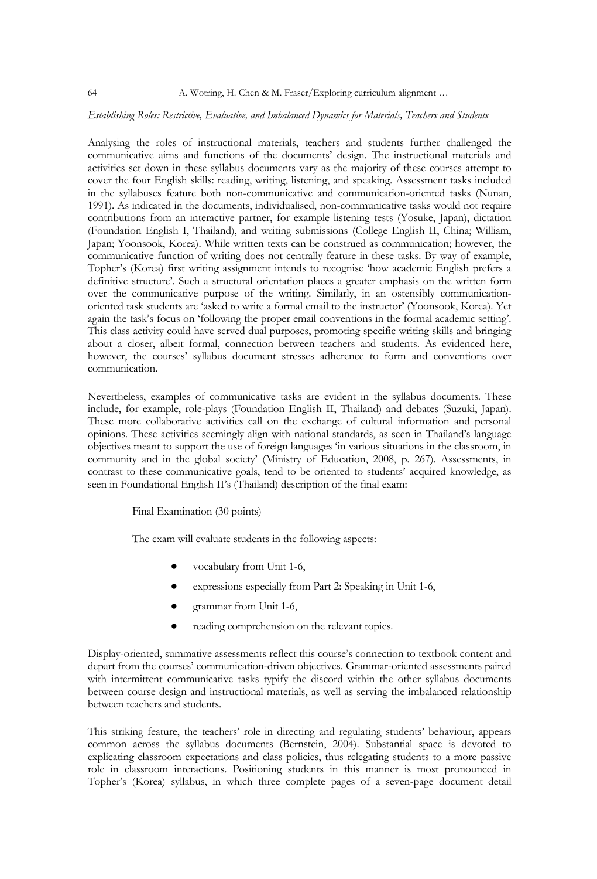*Establishing Roles: Restrictive, Evaluative, and Imbalanced Dynamics for Materials, Teachers and Students*

Analysing the roles of instructional materials, teachers and students further challenged the communicative aims and functions of the documents' design. The instructional materials and activities set down in these syllabus documents vary as the majority of these courses attempt to cover the four English skills: reading, writing, listening, and speaking. Assessment tasks included in the syllabuses feature both non-communicative and communication-oriented tasks (Nunan, 1991). As indicated in the documents, individualised, non-communicative tasks would not require contributions from an interactive partner, for example listening tests (Yosuke, Japan), dictation (Foundation English I, Thailand), and writing submissions (College English II, China; William, Japan; Yoonsook, Korea). While written texts can be construed as communication; however, the communicative function of writing does not centrally feature in these tasks. By way of example, Topher's (Korea) first writing assignment intends to recognise 'how academic English prefers a definitive structure'. Such a structural orientation places a greater emphasis on the written form over the communicative purpose of the writing. Similarly, in an ostensibly communication-oriented task students are 'asked to write a formal email to the instructor' (Yoonsook, Korea). Yet again the task's focus on 'following the proper email conventions in the formal academic setting'. This class activity could have served dual purposes, promoting specific writing skills and bringing about a closer, albeit formal, connection between teachers and students. As evidenced here, however, the courses' syllabus document stresses adherence to form and conventions over communication.

Nevertheless, examples of communicative tasks are evident in the syllabus documents. These include, for example, role-plays (Foundation English II, Thailand) and debates (Suzuki, Japan). These more collaborative activities call on the exchange of cultural information and personal opinions. These activities seemingly align with national standards, as seen in Thailand's language objectives meant to support the use of foreign languages 'in various situations in the classroom, in community and in the global society' (Ministry of Education, 2008, p. 267). Assessments, in contrast to these communicative goals, tend to be oriented to students' acquired knowledge, as seen in Foundational English II's (Thailand) description of the final exam:

> Final Examination (30 points)
>
> The exam will evaluate students in the following aspects:
>
> - vocabulary from Unit 1-6,
> - expressions especially from Part 2: Speaking in Unit 1-6,
> - grammar from Unit 1-6,
> - reading comprehension on the relevant topics.

Display-oriented, summative assessments reflect this course's connection to textbook content and depart from the courses' communication-driven objectives. Grammar-oriented assessments paired with intermittent communicative tasks typify the discord within the other syllabus documents between course design and instructional materials, as well as serving the imbalanced relationship between teachers and students.

This striking feature, the teachers' role in directing and regulating students' behaviour, appears common across the syllabus documents (Bernstein, 2004). Substantial space is devoted to explicating classroom expectations and class policies, thus relegating students to a more passive role in classroom interactions. Positioning students in this manner is most pronounced in Topher's (Korea) syllabus, in which three complete pages of a seven-page document detail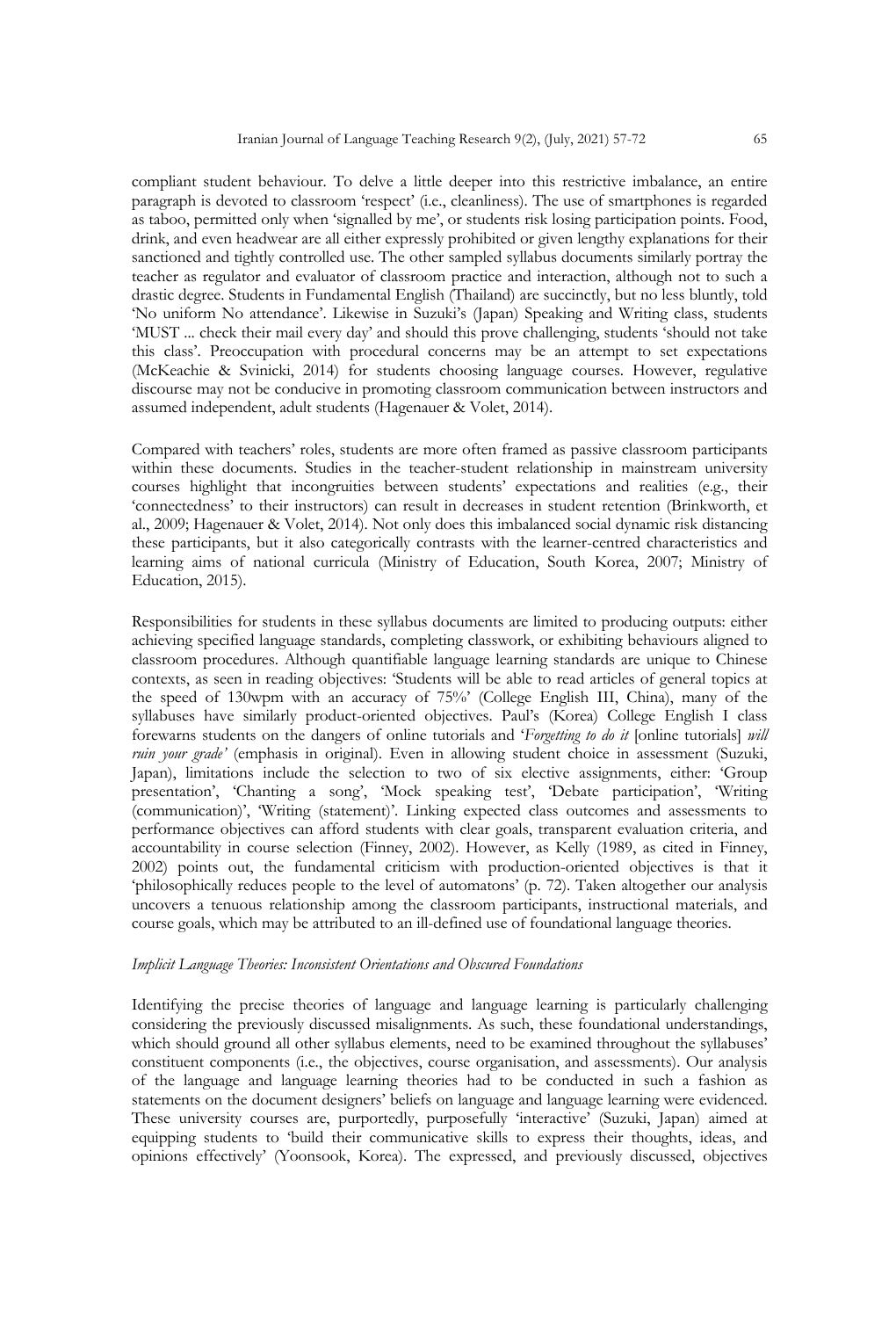compliant student behaviour. To delve a little deeper into this restrictive imbalance, an entire paragraph is devoted to classroom 'respect' (i.e., cleanliness). The use of smartphones is regarded as taboo, permitted only when 'signalled by me', or students risk losing participation points. Food, drink, and even headwear are all either expressly prohibited or given lengthy explanations for their sanctioned and tightly controlled use. The other sampled syllabus documents similarly portray the teacher as regulator and evaluator of classroom practice and interaction, although not to such a drastic degree. Students in Fundamental English (Thailand) are succinctly, but no less bluntly, told 'No uniform No attendance'. Likewise in Suzuki's (Japan) Speaking and Writing class, students 'MUST ... check their mail every day' and should this prove challenging, students 'should not take this class'. Preoccupation with procedural concerns may be an attempt to set expectations (McKeachie & Svinicki, 2014) for students choosing language courses. However, regulative discourse may not be conducive in promoting classroom communication between instructors and assumed independent, adult students (Hagenauer & Volet, 2014).

Compared with teachers' roles, students are more often framed as passive classroom participants within these documents. Studies in the teacher-student relationship in mainstream university courses highlight that incongruities between students' expectations and realities (e.g., their 'connectedness' to their instructors) can result in decreases in student retention (Brinkworth, et al., 2009; Hagenauer & Volet, 2014). Not only does this imbalanced social dynamic risk distancing these participants, but it also categorically contrasts with the learner-centred characteristics and learning aims of national curricula (Ministry of Education, South Korea, 2007; Ministry of Education, 2015).

Responsibilities for students in these syllabus documents are limited to producing outputs: either achieving specified language standards, completing classwork, or exhibiting behaviours aligned to classroom procedures. Although quantifiable language learning standards are unique to Chinese contexts, as seen in reading objectives: 'Students will be able to read articles of general topics at the speed of 130wpm with an accuracy of 75%' (College English III, China), many of the syllabuses have similarly product-oriented objectives. Paul's (Korea) College English I class forewarns students on the dangers of online tutorials and '*Forgetting to do it* [online tutorials] *will ruin your grade*' (emphasis in original). Even in allowing student choice in assessment (Suzuki, Japan), limitations include the selection to two of six elective assignments, either: 'Group presentation', 'Chanting a song', 'Mock speaking test', 'Debate participation', 'Writing (communication)', 'Writing (statement)'. Linking expected class outcomes and assessments to performance objectives can afford students with clear goals, transparent evaluation criteria, and accountability in course selection (Finney, 2002). However, as Kelly (1989, as cited in Finney, 2002) points out, the fundamental criticism with production-oriented objectives is that it 'philosophically reduces people to the level of automatons' (p. 72). Taken altogether our analysis uncovers a tenuous relationship among the classroom participants, instructional materials, and course goals, which may be attributed to an ill-defined use of foundational language theories.

*Implicit Language Theories: Inconsistent Orientations and Obscured Foundations*

Identifying the precise theories of language and language learning is particularly challenging considering the previously discussed misalignments. As such, these foundational understandings, which should ground all other syllabus elements, need to be examined throughout the syllabuses' constituent components (i.e., the objectives, course organisation, and assessments). Our analysis of the language and language learning theories had to be conducted in such a fashion as statements on the document designers' beliefs on language and language learning were evidenced. These university courses are, purportedly, purposefully 'interactive' (Suzuki, Japan) aimed at equipping students to 'build their communicative skills to express their thoughts, ideas, and opinions effectively' (Yoonsook, Korea). The expressed, and previously discussed, objectives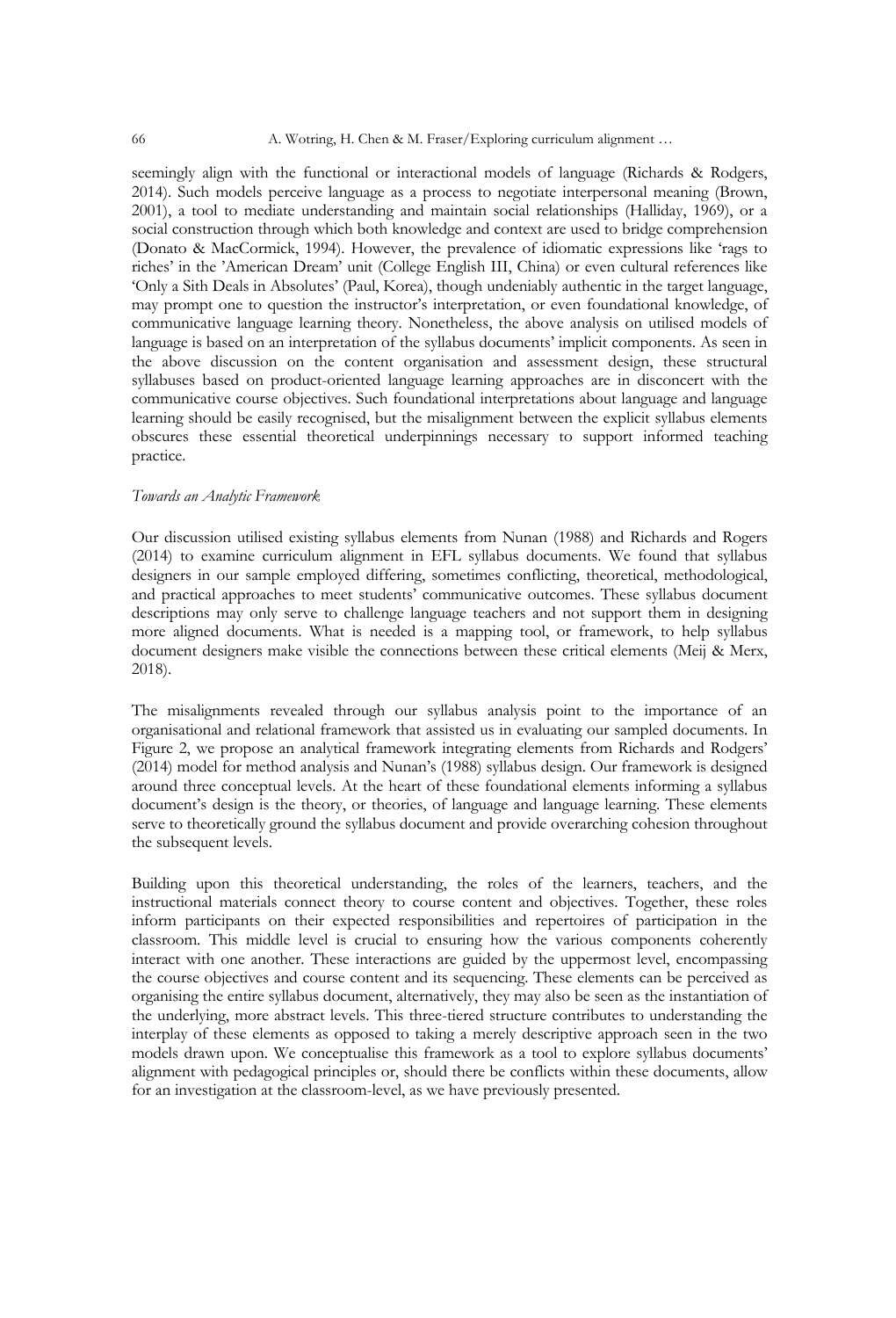seemingly align with the functional or interactional models of language (Richards & Rodgers, 2014). Such models perceive language as a process to negotiate interpersonal meaning (Brown, 2001), a tool to mediate understanding and maintain social relationships (Halliday, 1969), or a social construction through which both knowledge and context are used to bridge comprehension (Donato & MacCormick, 1994). However, the prevalence of idiomatic expressions like 'rags to riches' in the 'American Dream' unit (College English III, China) or even cultural references like 'Only a Sith Deals in Absolutes' (Paul, Korea), though undeniably authentic in the target language, may prompt one to question the instructor's interpretation, or even foundational knowledge, of communicative language learning theory. Nonetheless, the above analysis on utilised models of language is based on an interpretation of the syllabus documents' implicit components. As seen in the above discussion on the content organisation and assessment design, these structural syllabuses based on product-oriented language learning approaches are in disconcert with the communicative course objectives. Such foundational interpretations about language and language learning should be easily recognised, but the misalignment between the explicit syllabus elements obscures these essential theoretical underpinnings necessary to support informed teaching practice.

*Towards an Analytic Framework*

Our discussion utilised existing syllabus elements from Nunan (1988) and Richards and Rogers (2014) to examine curriculum alignment in EFL syllabus documents. We found that syllabus designers in our sample employed differing, sometimes conflicting, theoretical, methodological, and practical approaches to meet students' communicative outcomes. These syllabus document descriptions may only serve to challenge language teachers and not support them in designing more aligned documents. What is needed is a mapping tool, or framework, to help syllabus document designers make visible the connections between these critical elements (Meij & Merx, 2018).

The misalignments revealed through our syllabus analysis point to the importance of an organisational and relational framework that assisted us in evaluating our sampled documents. In Figure 2, we propose an analytical framework integrating elements from Richards and Rodgers' (2014) model for method analysis and Nunan's (1988) syllabus design. Our framework is designed around three conceptual levels. At the heart of these foundational elements informing a syllabus document's design is the theory, or theories, of language and language learning. These elements serve to theoretically ground the syllabus document and provide overarching cohesion throughout the subsequent levels.

Building upon this theoretical understanding, the roles of the learners, teachers, and the instructional materials connect theory to course content and objectives. Together, these roles inform participants on their expected responsibilities and repertoires of participation in the classroom. This middle level is crucial to ensuring how the various components coherently interact with one another. These interactions are guided by the uppermost level, encompassing the course objectives and course content and its sequencing. These elements can be perceived as organising the entire syllabus document, alternatively, they may also be seen as the instantiation of the underlying, more abstract levels. This three-tiered structure contributes to understanding the interplay of these elements as opposed to taking a merely descriptive approach seen in the two models drawn upon. We conceptualise this framework as a tool to explore syllabus documents' alignment with pedagogical principles or, should there be conflicts within these documents, allow for an investigation at the classroom-level, as we have previously presented.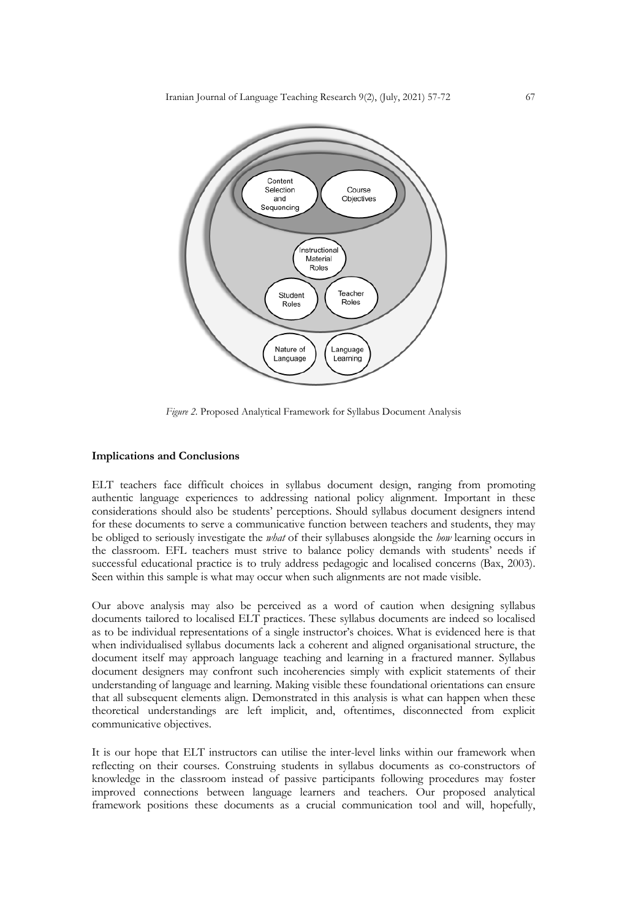*Figure 2.* Proposed Analytical Framework for Syllabus Document Analysis

## Implications and Conclusions

ELT teachers face difficult choices in syllabus document design, ranging from promoting authentic language experiences to addressing national policy alignment. Important in these considerations should also be students' perceptions. Should syllabus document designers intend for these documents to serve a communicative function between teachers and students, they may be obliged to seriously investigate the *what* of their syllabuses alongside the *how* learning occurs in the classroom. EFL teachers must strive to balance policy demands with students' needs if successful educational practice is to truly address pedagogic and localised concerns (Bax, 2003). Seen within this sample is what may occur when such alignments are not made visible.

Our above analysis may also be perceived as a word of caution when designing syllabus documents tailored to localised ELT practices. These syllabus documents are indeed so localised as to be individual representations of a single instructor's choices. What is evidenced here is that when individualised syllabus documents lack a coherent and aligned organisational structure, the document itself may approach language teaching and learning in a fractured manner. Syllabus document designers may confront such incoherencies simply with explicit statements of their understanding of language and learning. Making visible these foundational orientations can ensure that all subsequent elements align. Demonstrated in this analysis is what can happen when these theoretical understandings are left implicit, and, oftentimes, disconnected from explicit communicative objectives.

It is our hope that ELT instructors can utilise the inter-level links within our framework when reflecting on their courses. Construing students in syllabus documents as co-constructors of knowledge in the classroom instead of passive participants following procedures may foster improved connections between language learners and teachers. Our proposed analytical framework positions these documents as a crucial communication tool and will, hopefully,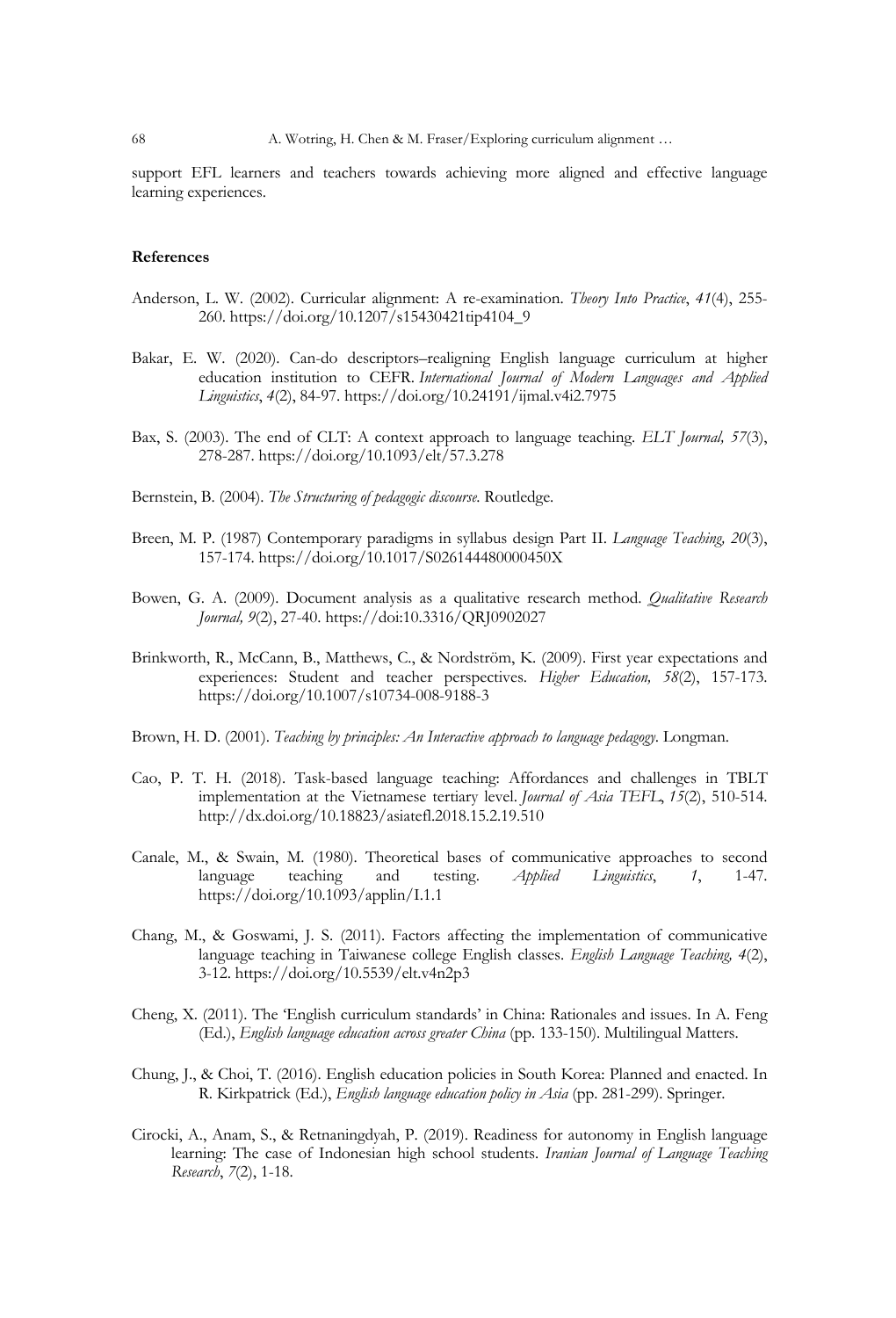support EFL learners and teachers towards achieving more aligned and effective language learning experiences.

## References

Anderson, L. W. (2002). Curricular alignment: A re-examination. *Theory Into Practice*, *41*(4), 255-260. https://doi.org/10.1207/s15430421tip4104_9

Bakar, E. W. (2020). Can-do descriptors–realigning English language curriculum at higher education institution to CEFR. *International Journal of Modern Languages and Applied Linguistics*, *4*(2), 84-97. https://doi.org/10.24191/ijmal.v4i2.7975

Bax, S. (2003). The end of CLT: A context approach to language teaching. *ELT Journal, 57*(3), 278-287. https://doi.org/10.1093/elt/57.3.278

Bernstein, B. (2004). *The Structuring of pedagogic discourse*. Routledge.

Breen, M. P. (1987) Contemporary paradigms in syllabus design Part II. *Language Teaching, 20*(3), 157-174. https://doi.org/10.1017/S026144480000450X

Bowen, G. A. (2009). Document analysis as a qualitative research method. *Qualitative Research Journal, 9*(2), 27-40. https://doi:10.3316/QRJ0902027

Brinkworth, R., McCann, B., Matthews, C., & Nordström, K. (2009). First year expectations and experiences: Student and teacher perspectives. *Higher Education, 58*(2), 157-173. https://doi.org/10.1007/s10734-008-9188-3

Brown, H. D. (2001). *Teaching by principles: An Interactive approach to language pedagogy*. Longman.

Cao, P. T. H. (2018). Task-based language teaching: Affordances and challenges in TBLT implementation at the Vietnamese tertiary level. *Journal of Asia TEFL*, *15*(2), 510-514. http://dx.doi.org/10.18823/asiatefl.2018.15.2.19.510

Canale, M., & Swain, M. (1980). Theoretical bases of communicative approaches to second language teaching and testing. *Applied Linguistics*, *1*, 1-47. https://doi.org/10.1093/applin/I.1.1

Chang, M., & Goswami, J. S. (2011). Factors affecting the implementation of communicative language teaching in Taiwanese college English classes. *English Language Teaching, 4*(2), 3-12. https://doi.org/10.5539/elt.v4n2p3

Cheng, X. (2011). The 'English curriculum standards' in China: Rationales and issues. In A. Feng (Ed.), *English language education across greater China* (pp. 133-150). Multilingual Matters.

Chung, J., & Choi, T. (2016). English education policies in South Korea: Planned and enacted. In R. Kirkpatrick (Ed.), *English language education policy in Asia* (pp. 281-299). Springer.

Cirocki, A., Anam, S., & Retnaningdyah, P. (2019). Readiness for autonomy in English language learning: The case of Indonesian high school students. *Iranian Journal of Language Teaching Research*, *7*(2), 1-18.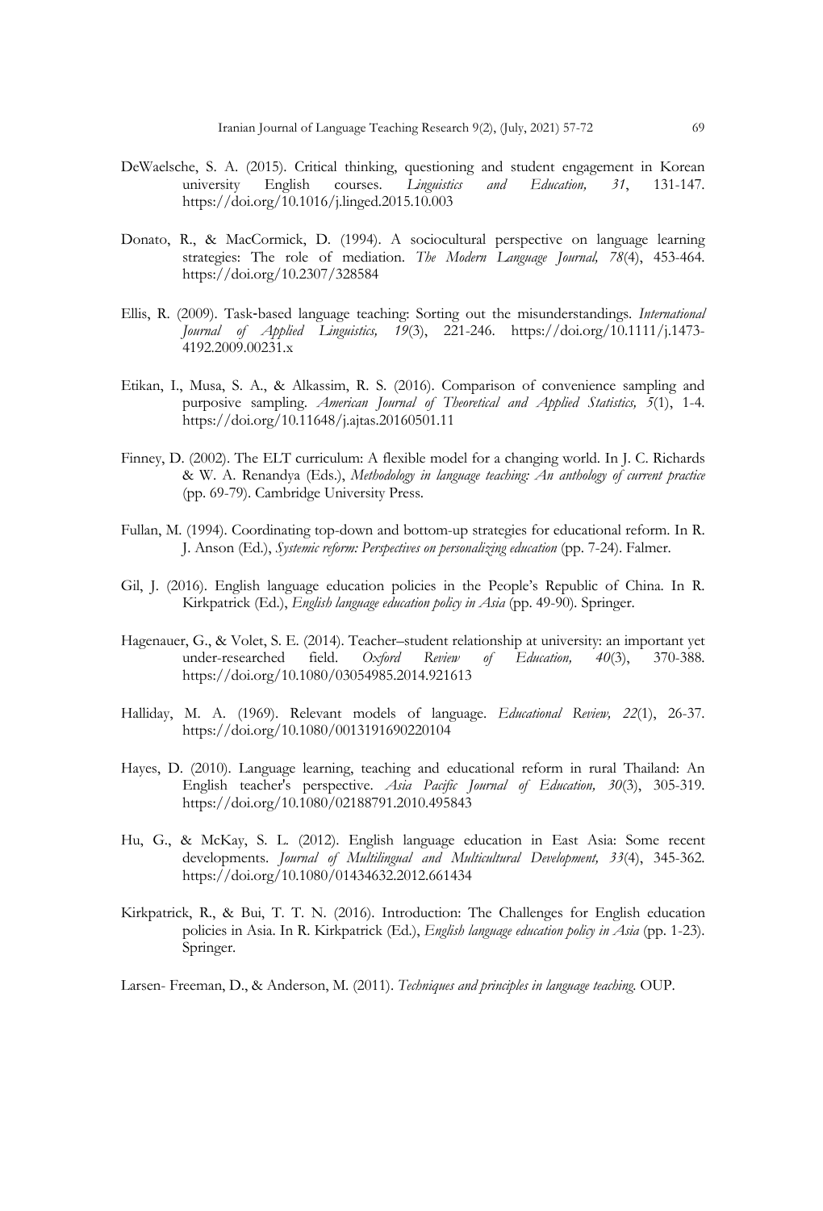DeWaelsche, S. A. (2015). Critical thinking, questioning and student engagement in Korean university English courses. *Linguistics and Education, 31*, 131-147. https://doi.org/10.1016/j.linged.2015.10.003

Donato, R., & MacCormick, D. (1994). A sociocultural perspective on language learning strategies: The role of mediation. *The Modern Language Journal, 78*(4), 453-464. https://doi.org/10.2307/328584

Ellis, R. (2009). Task-based language teaching: Sorting out the misunderstandings. *International Journal of Applied Linguistics, 19*(3), 221-246. https://doi.org/10.1111/j.1473-4192.2009.00231.x

Etikan, I., Musa, S. A., & Alkassim, R. S. (2016). Comparison of convenience sampling and purposive sampling. *American Journal of Theoretical and Applied Statistics, 5*(1), 1-4. https://doi.org/10.11648/j.ajtas.20160501.11

Finney, D. (2002). The ELT curriculum: A flexible model for a changing world. In J. C. Richards & W. A. Renandya (Eds.), *Methodology in language teaching: An anthology of current practice* (pp. 69-79). Cambridge University Press.

Fullan, M. (1994). Coordinating top-down and bottom-up strategies for educational reform. In R. J. Anson (Ed.), *Systemic reform: Perspectives on personalizing education* (pp. 7-24). Falmer.

Gil, J. (2016). English language education policies in the People's Republic of China. In R. Kirkpatrick (Ed.), *English language education policy in Asia* (pp. 49-90). Springer.

Hagenauer, G., & Volet, S. E. (2014). Teacher–student relationship at university: an important yet under-researched field. *Oxford Review of Education, 40*(3), 370-388. https://doi.org/10.1080/03054985.2014.921613

Halliday, M. A. (1969). Relevant models of language. *Educational Review, 22*(1), 26-37. https://doi.org/10.1080/0013191690220104

Hayes, D. (2010). Language learning, teaching and educational reform in rural Thailand: An English teacher's perspective. *Asia Pacific Journal of Education, 30*(3), 305-319. https://doi.org/10.1080/02188791.2010.495843

Hu, G., & McKay, S. L. (2012). English language education in East Asia: Some recent developments. *Journal of Multilingual and Multicultural Development, 33*(4), 345-362. https://doi.org/10.1080/01434632.2012.661434

Kirkpatrick, R., & Bui, T. T. N. (2016). Introduction: The Challenges for English education policies in Asia. In R. Kirkpatrick (Ed.), *English language education policy in Asia* (pp. 1-23). Springer.

Larsen- Freeman, D., & Anderson, M. (2011). *Techniques and principles in language teaching.* OUP.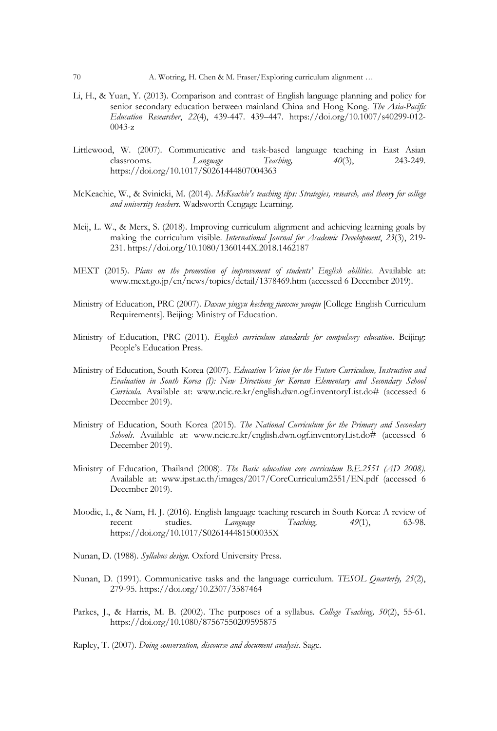Li, H., & Yuan, Y. (2013). Comparison and contrast of English language planning and policy for senior secondary education between mainland China and Hong Kong. *The Asia-Pacific Education Researcher*, *22*(4), 439-447. 439–447. https://doi.org/10.1007/s40299-012-0043-z

Littlewood, W. (2007). Communicative and task-based language teaching in East Asian classrooms. *Language Teaching, 40*(3), 243-249. https://doi.org/10.1017/S0261444807004363

McKeachie, W., & Svinicki, M. (2014). *McKeachie's teaching tips: Strategies, research, and theory for college and university teachers*. Wadsworth Cengage Learning.

Meij, L. W., & Merx, S. (2018). Improving curriculum alignment and achieving learning goals by making the curriculum visible. *International Journal for Academic Development*, *23*(3), 219-231. https://doi.org/10.1080/1360144X.2018.1462187

MEXT (2015). *Plans on the promotion of improvement of students' English abilities*. Available at: www.mext.go.jp/en/news/topics/detail/1378469.htm (accessed 6 December 2019).

Ministry of Education, PRC (2007). *Daxue yingyu kecheng jiaoxue yaoqiu* [College English Curriculum Requirements]. Beijing: Ministry of Education.

Ministry of Education, PRC (2011). *English curriculum standards for compulsory education*. Beijing: People's Education Press.

Ministry of Education, South Korea (2007). *Education Vision for the Future Curriculum, Instruction and Evaluation in South Korea (I): New Directions for Korean Elementary and Secondary School Curricula*. Available at: www.ncic.re.kr/english.dwn.ogf.inventoryList.do# (accessed 6 December 2019).

Ministry of Education, South Korea (2015). *The National Curriculum for the Primary and Secondary Schools*. Available at: www.ncic.re.kr/english.dwn.ogf.inventoryList.do# (accessed 6 December 2019).

Ministry of Education, Thailand (2008). *The Basic education core curriculum B.E.2551 (AD 2008)*. Available at: www.ipst.ac.th/images/2017/CoreCurriculum2551/EN.pdf (accessed 6 December 2019).

Moodie, I., & Nam, H. J. (2016). English language teaching research in South Korea: A review of recent studies. *Language Teaching, 49*(1), 63-98. https://doi.org/10.1017/S026144481500035X

Nunan, D. (1988). *Syllabus design*. Oxford University Press.

Nunan, D. (1991). Communicative tasks and the language curriculum. *TESOL Quarterly, 25*(2), 279-95. https://doi.org/10.2307/3587464

Parkes, J., & Harris, M. B. (2002). The purposes of a syllabus. *College Teaching, 50*(2), 55-61. https://doi.org/10.1080/87567550209595875

Rapley, T. (2007). *Doing conversation, discourse and document analysis*. Sage.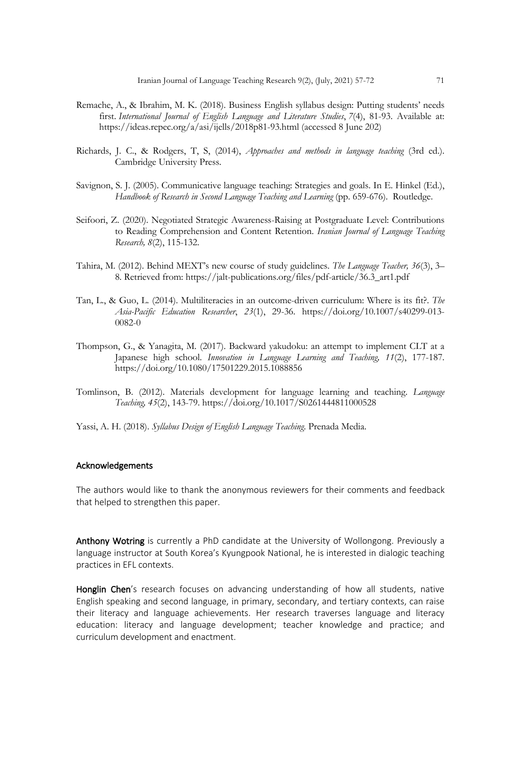Remache, A., & Ibrahim, M. K. (2018). Business English syllabus design: Putting students' needs first. *International Journal of English Language and Literature Studies*, *7*(4), 81-93. Available at: https://ideas.repec.org/a/asi/ijells/2018p81-93.html (accessed 8 June 202)

Richards, J. C., & Rodgers, T, S, (2014), *Approaches and methods in language teaching* (3rd ed.). Cambridge University Press.

Savignon, S. J. (2005). Communicative language teaching: Strategies and goals. In E. Hinkel (Ed.), *Handbook of Research in Second Language Teaching and Learning* (pp. 659-676). Routledge.

Seifoori, Z. (2020). Negotiated Strategic Awareness-Raising at Postgraduate Level: Contributions to Reading Comprehension and Content Retention. *Iranian Journal of Language Teaching Research, 8*(2), 115-132.

Tahira, M. (2012). Behind MEXT's new course of study guidelines. *The Language Teacher, 36*(3), 3–8. Retrieved from: https://jalt-publications.org/files/pdf-article/36.3_art1.pdf

Tan, L., & Guo, L. (2014). Multiliteracies in an outcome-driven curriculum: Where is its fit?. *The Asia-Pacific Education Researcher*, *23*(1), 29-36. https://doi.org/10.1007/s40299-013-0082-0

Thompson, G., & Yanagita, M. (2017). Backward yakudoku: an attempt to implement CLT at a Japanese high school. *Innovation in Language Learning and Teaching, 11*(2), 177-187. https://doi.org/10.1080/17501229.2015.1088856

Tomlinson, B. (2012). Materials development for language learning and teaching. *Language Teaching, 45*(2), 143-79. https://doi.org/10.1017/S0261444811000528

Yassi, A. H. (2018). *Syllabus Design of English Language Teaching*. Prenada Media.

## Acknowledgements

The authors would like to thank the anonymous reviewers for their comments and feedback that helped to strengthen this paper.

**Anthony Wotring** is currently a PhD candidate at the University of Wollongong. Previously a language instructor at South Korea's Kyungpook National, he is interested in dialogic teaching practices in EFL contexts.

**Honglin Chen**'s research focuses on advancing understanding of how all students, native English speaking and second language, in primary, secondary, and tertiary contexts, can raise their literacy and language achievements. Her research traverses language and literacy education: literacy and language development; teacher knowledge and practice; and curriculum development and enactment.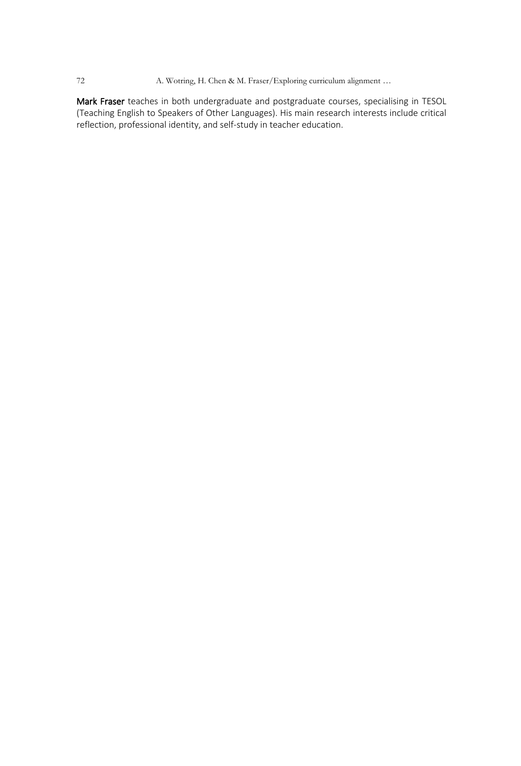**Mark Fraser** teaches in both undergraduate and postgraduate courses, specialising in TESOL (Teaching English to Speakers of Other Languages). His main research interests include critical reflection, professional identity, and self-study in teacher education.